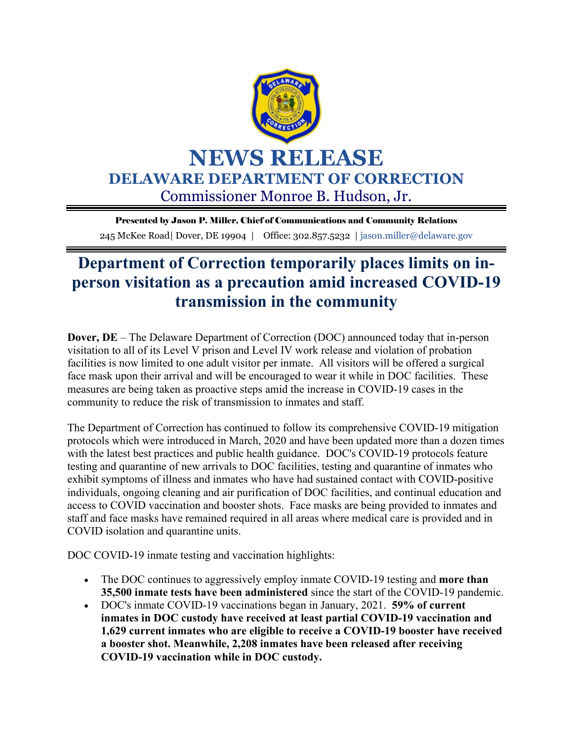# NEWS RELEASE

## DELAWARE DEPARTMENT OF CORRECTION

Commissioner Monroe B. Hudson, Jr.

**Presented by Jason P. Miller, Chief of Communications and Community Relations**

245 McKee Road| Dover, DE 19904 | Office: 302.857.5232 | jason.miller@delaware.gov

# Department of Correction temporarily places limits on in-person visitation as a precaution amid increased COVID-19 transmission in the community

**Dover, DE** – The Delaware Department of Correction (DOC) announced today that in-person visitation to all of its Level V prison and Level IV work release and violation of probation facilities is now limited to one adult visitor per inmate. All visitors will be offered a surgical face mask upon their arrival and will be encouraged to wear it while in DOC facilities. These measures are being taken as proactive steps amid the increase in COVID-19 cases in the community to reduce the risk of transmission to inmates and staff.

The Department of Correction has continued to follow its comprehensive COVID-19 mitigation protocols which were introduced in March, 2020 and have been updated more than a dozen times with the latest best practices and public health guidance. DOC's COVID-19 protocols feature testing and quarantine of new arrivals to DOC facilities, testing and quarantine of inmates who exhibit symptoms of illness and inmates who have had sustained contact with COVID-positive individuals, ongoing cleaning and air purification of DOC facilities, and continual education and access to COVID vaccination and booster shots. Face masks are being provided to inmates and staff and face masks have remained required in all areas where medical care is provided and in COVID isolation and quarantine units.

DOC COVID-19 inmate testing and vaccination highlights:

- The DOC continues to aggressively employ inmate COVID-19 testing and **more than 35,500 inmate tests have been administered** since the start of the COVID-19 pandemic.
- DOC's inmate COVID-19 vaccinations began in January, 2021. **59% of current inmates in DOC custody have received at least partial COVID-19 vaccination and 1,629 current inmates who are eligible to receive a COVID-19 booster have received a booster shot. Meanwhile, 2,208 inmates have been released after receiving COVID-19 vaccination while in DOC custody.**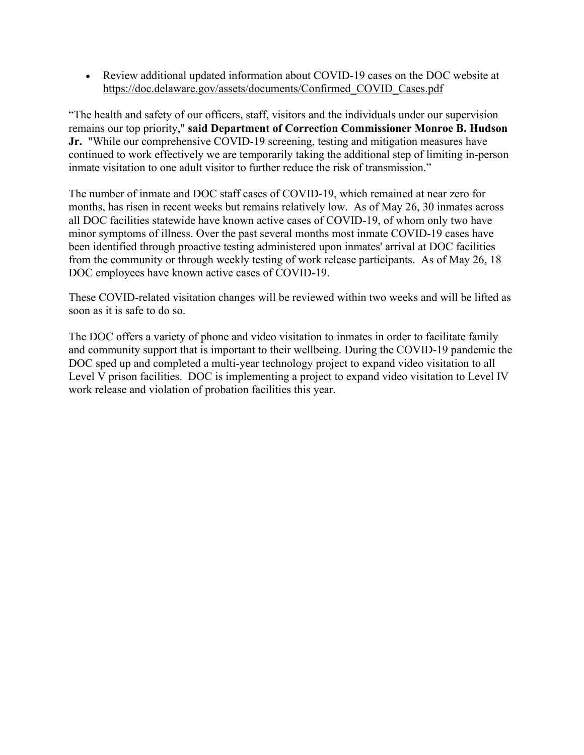- Review additional updated information about COVID-19 cases on the DOC website at https://doc.delaware.gov/assets/documents/Confirmed_COVID_Cases.pdf

"The health and safety of our officers, staff, visitors and the individuals under our supervision remains our top priority," **said Department of Correction Commissioner Monroe B. Hudson Jr.** "While our comprehensive COVID-19 screening, testing and mitigation measures have continued to work effectively we are temporarily taking the additional step of limiting in-person inmate visitation to one adult visitor to further reduce the risk of transmission."

The number of inmate and DOC staff cases of COVID-19, which remained at near zero for months, has risen in recent weeks but remains relatively low. As of May 26, 30 inmates across all DOC facilities statewide have known active cases of COVID-19, of whom only two have minor symptoms of illness. Over the past several months most inmate COVID-19 cases have been identified through proactive testing administered upon inmates' arrival at DOC facilities from the community or through weekly testing of work release participants. As of May 26, 18 DOC employees have known active cases of COVID-19.

These COVID-related visitation changes will be reviewed within two weeks and will be lifted as soon as it is safe to do so.

The DOC offers a variety of phone and video visitation to inmates in order to facilitate family and community support that is important to their wellbeing. During the COVID-19 pandemic the DOC sped up and completed a multi-year technology project to expand video visitation to all Level V prison facilities. DOC is implementing a project to expand video visitation to Level IV work release and violation of probation facilities this year.